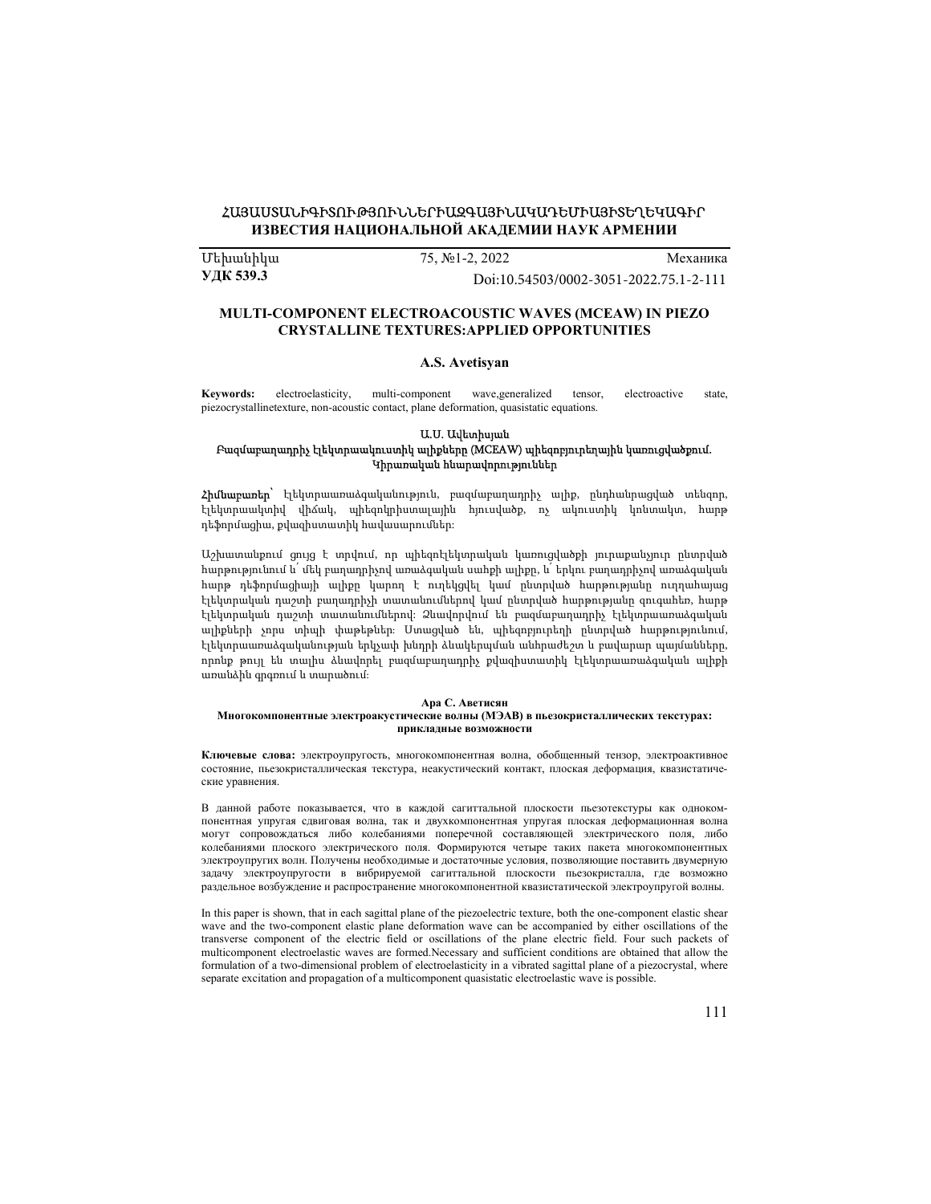# ՀԱՅԱՍՏԱՆԻԳԻՏՈՒԹՅՈՒՆՆԵՐԻԱԶԳԱՅԻՆԱԿԱԴԵՄԻԱՅԻՏԵՂԵԿԱԳԻՐ
# ИЗВЕСТИЯ НАЦИОНАЛЬНОЙ АКАДЕМИИ НАУК АРМЕНИИ

Մեխանիկա 75, №1-2, 2022 Механика

**УДК 539.3** Doi:10.54503/0002-3051-2022.75.1-2-111

## MULTI-COMPONENT ELECTROACOUSTIC WAVES (MCEAW) IN PIEZO CRYSTALLINE TEXTURES:APPLIED OPPORTUNITIES

### A.S. Avetisyan

**Keywords:** electroelasticity, multi-component wave,generalized tensor, electroactive state, piezocrystallinetexture, non-acoustic contact, plane deformation, quasistatic equations.

**Ա.Ս. Ավետիսյան**

**Բազմաբաղադրիչ էլեկտրաակուստիկ ալիքները (MCEAW) պիեզոբյուրեղային կառուցվածքում. Կիրառական հնարավորություններ**

**Հիմնաբառեր՝** էլեկտրաառաձգականություն, բազմաբաղադրիչ ալիք, ընդհանրացված տենզոր, էլեկտրաակտիվ վիճակ, պիեզոկրիստալային հյուսվածք, ոչ ակուստիկ կոնտակտ, հարթ դեֆորմացիա, քվազիստատիկ հավասարումներ:

Աշխատանքում ցույց է տրվում, որ պիեզոէլեկտրական կառուցվածքի յուրաքանչյուր ընտրված հարթությունում և՛ մեկ բաղադրիչով առաձգական սահքի ալիքը, և՛ երկու բաղադրիչով առաձգական հարթ դեֆորմացիայի ալիքը կարող է ուղեկցվել կամ ընտրված հարթությանը ուղղահայաց էլեկտրական դաշտի բաղադրիչի տատանումներով կամ ընտրված հարթությանը զուգահեռ, հարթ էլեկտրական դաշտի տատանումներով: Ձևավորվում են բազմաբաղադրիչ էլեկտրաառաձգական ալիքների չորս տիպի փաթեթներ: Ստացված են, պիեզոբյուրեղի ընտրված հարթությունում, էլեկտրաառաձգականության երկչափ խնդրի ձևակերպման անհրաժեշտ և բավարար պայմանները, որոնք թույլ են տալիս ձևավորել բազմաբաղադրիչ քվազիստատիկ էլեկտրաառաձգական ալիքի առանձին գրգռում և տարածում:

**Ара С. Аветисян**

**Многокомпонентные электроакустические волны (МЭАВ) в пьезокристаллических текстурах: прикладные возможности**

**Ключевые слова:** электроупругость, многокомпонентная волна, обобщенный тензор, электроактивное состояние, пьезокристаллическая текстура, неакустический контакт, плоская деформация, квазистатические уравнения.

В данной работе показывается, что в каждой сагиттальной плоскости пьезотекстуры как однокомпонентная упругая сдвиговая волна, так и двухкомпонентная упругая плоская деформационная волна могут сопровождаться либо колебаниями поперечной составляющей электрического поля, либо колебаниями плоского электрического поля. Формируются четыре таких пакета многокомпонентных электроупругих волн. Получены необходимые и достаточные условия, позволяющие поставить двумерную задачу электроупругости в вибрируемой сагиттальной плоскости пьезокристалла, где возможно раздельное возбуждение и распространение многокомпонентной квазистатической электроупругой волны.

In this paper is shown, that in each sagittal plane of the piezoelectric texture, both the one-component elastic shear wave and the two-component elastic plane deformation wave can be accompanied by either oscillations of the transverse component of the electric field or oscillations of the plane electric field. Four such packets of multicomponent electroelastic waves are formed.Necessary and sufficient conditions are obtained that allow the formulation of a two-dimensional problem of electroelasticity in a vibrated sagittal plane of a piezocrystal, where separate excitation and propagation of a multicomponent quasistatic electroelastic wave is possible.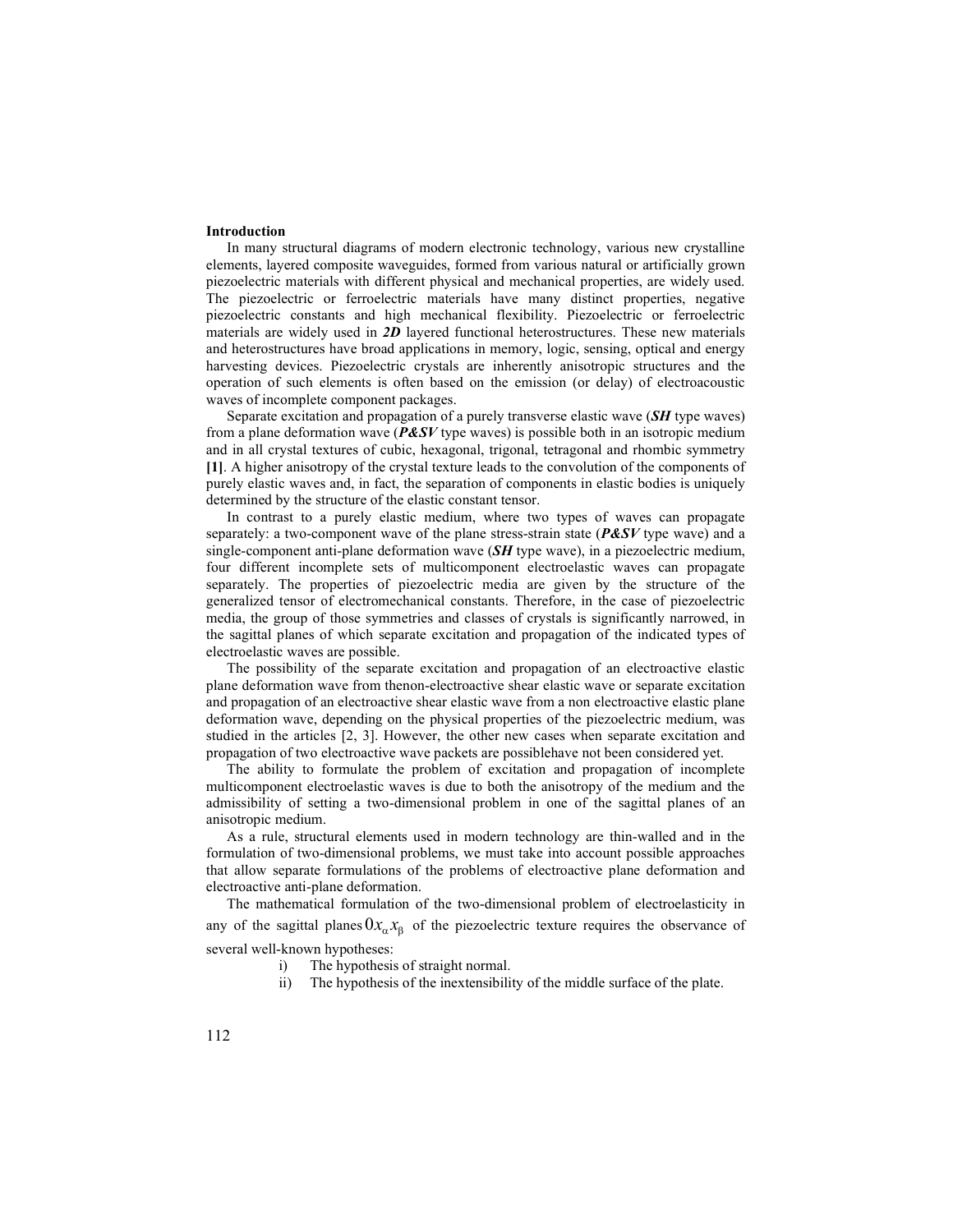**Introduction**

In many structural diagrams of modern electronic technology, various new crystalline elements, layered composite waveguides, formed from various natural or artificially grown piezoelectric materials with different physical and mechanical properties, are widely used. The piezoelectric or ferroelectric materials have many distinct properties, negative piezoelectric constants and high mechanical flexibility. Piezoelectric or ferroelectric materials are widely used in ***2D*** layered functional heterostructures. These new materials and heterostructures have broad applications in memory, logic, sensing, optical and energy harvesting devices. Piezoelectric crystals are inherently anisotropic structures and the operation of such elements is often based on the emission (or delay) of electroacoustic waves of incomplete component packages.

Separate excitation and propagation of a purely transverse elastic wave (***SH*** type waves) from a plane deformation wave (***P&SV*** type waves) is possible both in an isotropic medium and in all crystal textures of cubic, hexagonal, trigonal, tetragonal and rhombic symmetry **[1]**. A higher anisotropy of the crystal texture leads to the convolution of the components of purely elastic waves and, in fact, the separation of components in elastic bodies is uniquely determined by the structure of the elastic constant tensor.

In contrast to a purely elastic medium, where two types of waves can propagate separately: a two-component wave of the plane stress-strain state (***P&SV*** type wave) and a single-component anti-plane deformation wave (***SH*** type wave), in a piezoelectric medium, four different incomplete sets of multicomponent electroelastic waves can propagate separately. The properties of piezoelectric media are given by the structure of the generalized tensor of electromechanical constants. Therefore, in the case of piezoelectric media, the group of those symmetries and classes of crystals is significantly narrowed, in the sagittal planes of which separate excitation and propagation of the indicated types of electroelastic waves are possible.

The possibility of the separate excitation and propagation of an electroactive elastic plane deformation wave from thenon-electroactive shear elastic wave or separate excitation and propagation of an electroactive shear elastic wave from a non electroactive elastic plane deformation wave, depending on the physical properties of the piezoelectric medium, was studied in the articles [2, 3]. However, the other new cases when separate excitation and propagation of two electroactive wave packets are possiblehave not been considered yet.

The ability to formulate the problem of excitation and propagation of incomplete multicomponent electroelastic waves is due to both the anisotropy of the medium and the admissibility of setting a two-dimensional problem in one of the sagittal planes of an anisotropic medium.

As a rule, structural elements used in modern technology are thin-walled and in the formulation of two-dimensional problems, we must take into account possible approaches that allow separate formulations of the problems of electroactive plane deformation and electroactive anti-plane deformation.

The mathematical formulation of the two-dimensional problem of electroelasticity in any of the sagittal planes $0x_{\alpha}x_{\beta}$ of the piezoelectric texture requires the observance of several well-known hypotheses:

i) The hypothesis of straight normal.
ii) The hypothesis of the inextensibility of the middle surface of the plate.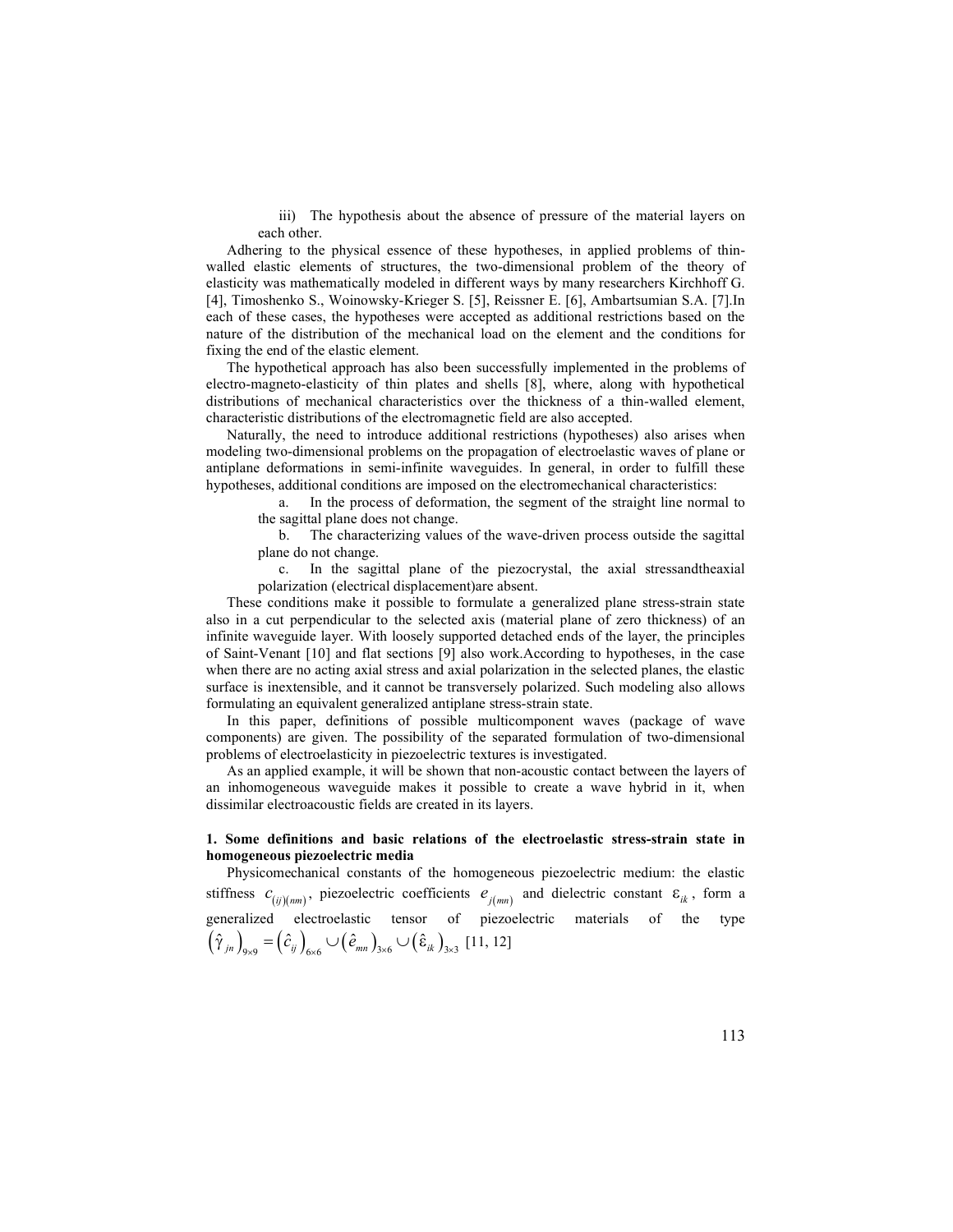iii) The hypothesis about the absence of pressure of the material layers on each other.

Adhering to the physical essence of these hypotheses, in applied problems of thin-walled elastic elements of structures, the two-dimensional problem of the theory of elasticity was mathematically modeled in different ways by many researchers Kirchhoff G. [4], Timoshenko S., Woinowsky-Krieger S. [5], Reissner E. [6], Ambartsumian S.A. [7].In each of these cases, the hypotheses were accepted as additional restrictions based on the nature of the distribution of the mechanical load on the element and the conditions for fixing the end of the elastic element.

The hypothetical approach has also been successfully implemented in the problems of electro-magneto-elasticity of thin plates and shells [8], where, along with hypothetical distributions of mechanical characteristics over the thickness of a thin-walled element, characteristic distributions of the electromagnetic field are also accepted.

Naturally, the need to introduce additional restrictions (hypotheses) also arises when modeling two-dimensional problems on the propagation of electroelastic waves of plane or antiplane deformations in semi-infinite waveguides. In general, in order to fulfill these hypotheses, additional conditions are imposed on the electromechanical characteristics:

a. In the process of deformation, the segment of the straight line normal to the sagittal plane does not change.

b. The characterizing values of the wave-driven process outside the sagittal plane do not change.

c. In the sagittal plane of the piezocrystal, the axial stressandtheaxial polarization (electrical displacement)are absent.

These conditions make it possible to formulate a generalized plane stress-strain state also in a cut perpendicular to the selected axis (material plane of zero thickness) of an infinite waveguide layer. With loosely supported detached ends of the layer, the principles of Saint-Venant [10] and flat sections [9] also work.According to hypotheses, in the case when there are no acting axial stress and axial polarization in the selected planes, the elastic surface is inextensible, and it cannot be transversely polarized. Such modeling also allows formulating an equivalent generalized antiplane stress-strain state.

In this paper, definitions of possible multicomponent waves (package of wave components) are given. The possibility of the separated formulation of two-dimensional problems of electroelasticity in piezoelectric textures is investigated.

As an applied example, it will be shown that non-acoustic contact between the layers of an inhomogeneous waveguide makes it possible to create a wave hybrid in it, when dissimilar electroacoustic fields are created in its layers.

## 1. Some definitions and basic relations of the electroelastic stress-strain state in homogeneous piezoelectric media

Physicomechanical constants of the homogeneous piezoelectric medium: the elastic stiffness $c_{(ij)(nm)}$, piezoelectric coefficients $e_{j(mn)}$ and dielectric constant $\varepsilon_{ik}$, form a generalized electroelastic tensor of piezoelectric materials of the type $\left(\hat{\gamma}_{jn}\right)_{9\times 9} = \left(\hat{c}_{ij}\right)_{6\times 6} \cup \left(\hat{e}_{mn}\right)_{3\times 6} \cup \left(\hat{\varepsilon}_{ik}\right)_{3\times 3}$ [11, 12]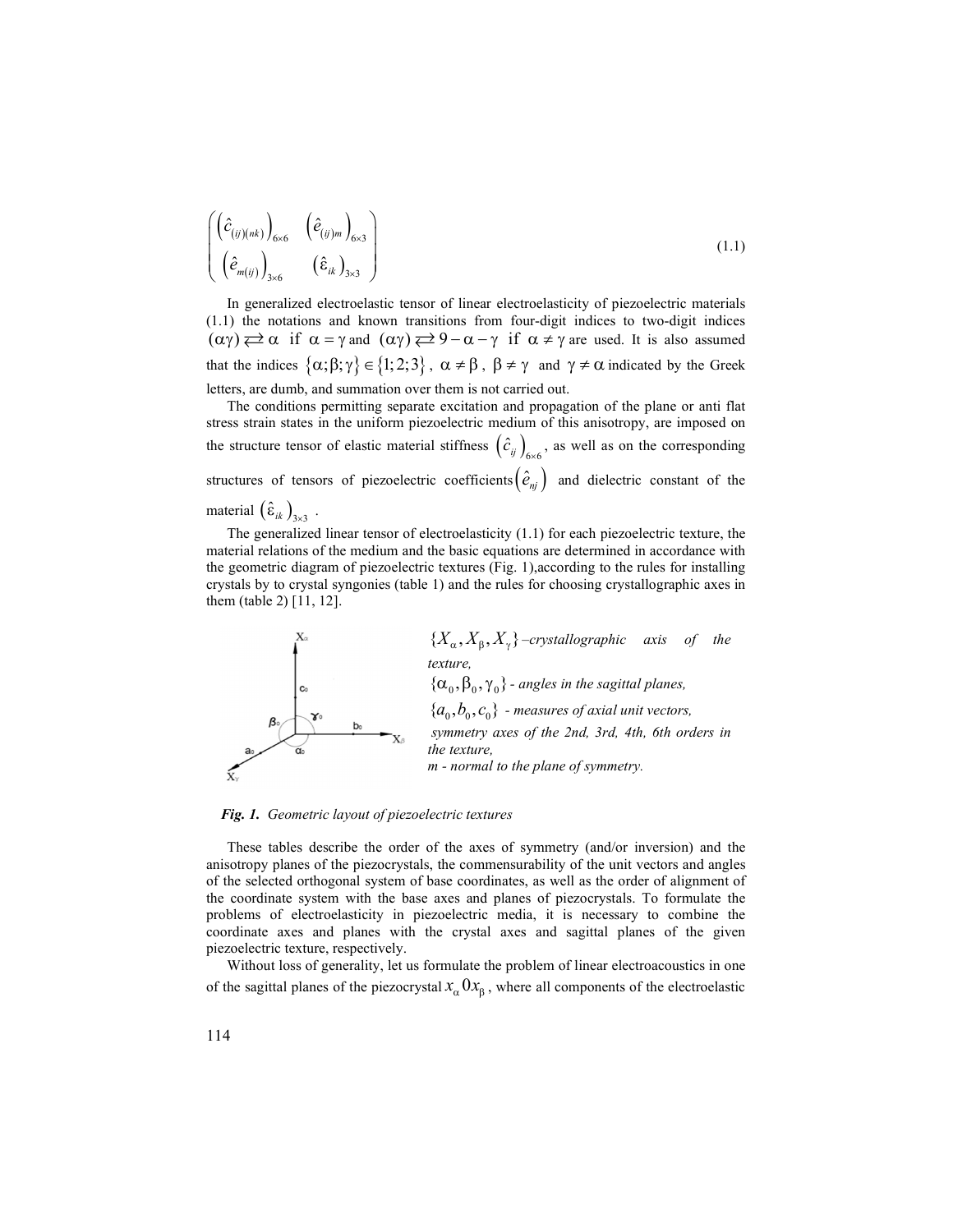$$
\begin{pmatrix}
\left(\hat{c}_{(ij)(nk)}\right)_{6\times 6} & \left(\hat{e}_{(ij)m}\right)_{6\times 3} \\
\left(\hat{e}_{m(ij)}\right)_{3\times 6} & \left(\hat{\varepsilon}_{ik}\right)_{3\times 3}
\end{pmatrix}
\tag{1.1}
$$

In generalized electroelastic tensor of linear electroelasticity of piezoelectric materials (1.1) the notations and known transitions from four-digit indices to two-digit indices $(\alpha\gamma) \rightleftarrows \alpha$ if $\alpha = \gamma$ and $(\alpha\gamma) \rightleftarrows 9 - \alpha - \gamma$ if $\alpha \neq \gamma$ are used. It is also assumed that the indices $\{\alpha;\beta;\gamma\} \in \{1;2;3\}$, $\alpha \neq \beta$, $\beta \neq \gamma$ and $\gamma \neq \alpha$ indicated by the Greek letters, are dumb, and summation over them is not carried out.

The conditions permitting separate excitation and propagation of the plane or anti flat stress strain states in the uniform piezoelectric medium of this anisotropy, are imposed on the structure tensor of elastic material stiffness $\left(\hat{c}_{ij}\right)_{6\times 6}$, as well as on the corresponding structures of tensors of piezoelectric coefficients $\left(\hat{e}_{nj}\right)$ and dielectric constant of the material $\left(\hat{\varepsilon}_{ik}\right)_{3\times 3}$.

The generalized linear tensor of electroelasticity (1.1) for each piezoelectric texture, the material relations of the medium and the basic equations are determined in accordance with the geometric diagram of piezoelectric textures (Fig. 1),according to the rules for installing crystals by to crystal syngonies (table 1) and the rules for choosing crystallographic axes in them (table 2) [11, 12].

$\{X_\alpha, X_\beta, X_\gamma\}$ – *crystallographic axis of the texture,*
$\{\alpha_0, \beta_0, \gamma_0\}$ - *angles in the sagittal planes,*
$\{a_0, b_0, c_0\}$ - *measures of axial unit vectors,*
*symmetry axes of the 2nd, 3rd, 4th, 6th orders in the texture,*
*m - normal to the plane of symmetry.*

***Fig. 1.*** *Geometric layout of piezoelectric textures*

These tables describe the order of the axes of symmetry (and/or inversion) and the anisotropy planes of the piezocrystals, the commensurability of the unit vectors and angles of the selected orthogonal system of base coordinates, as well as the order of alignment of the coordinate system with the base axes and planes of piezocrystals. To formulate the problems of electroelasticity in piezoelectric media, it is necessary to combine the coordinate axes and planes with the crystal axes and sagittal planes of the given piezoelectric texture, respectively.

Without loss of generality, let us formulate the problem of linear electroacoustics in one of the sagittal planes of the piezocrystal $x_\alpha 0 x_\beta$, where all components of the electroelastic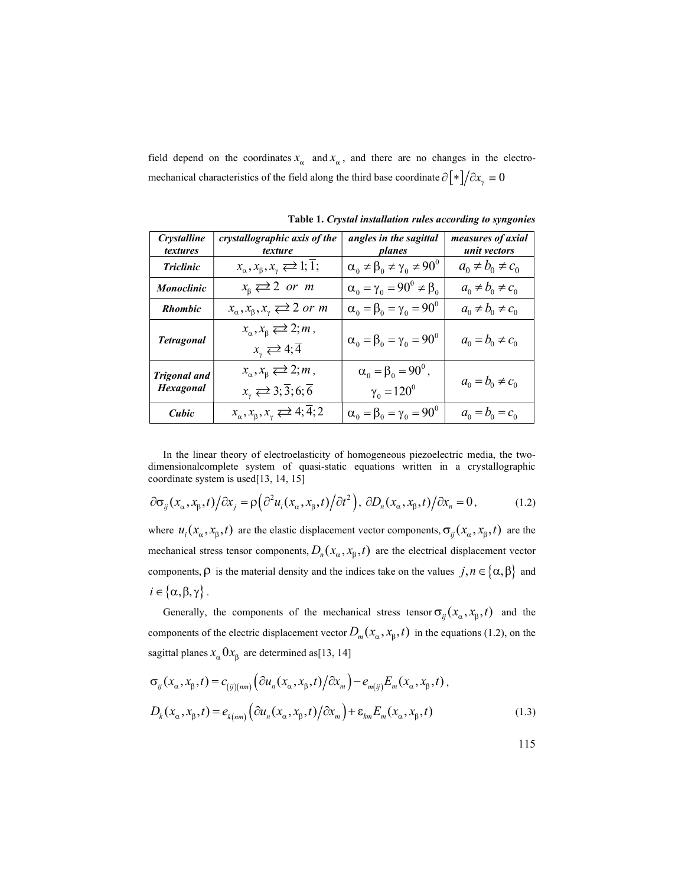field depend on the coordinates $x_\alpha$ and $x_\alpha$, and there are no changes in the electro-mechanical characteristics of the field along the third base coordinate $\partial[*]/\partial x_\gamma \equiv 0$

**Table 1.** ***Crystal installation rules according to syngonies***

| *Crystalline textures* | *crystallographic axis of the texture* | *angles in the sagittal planes* | *measures of axial unit vectors* |
|---|---|---|---|
| ***Triclinic*** | $x_\alpha, x_\beta, x_\gamma \rightleftarrows 1; \overline{1};$ | $\alpha_0 \neq \beta_0 \neq \gamma_0 \neq 90^0$ | $a_0 \neq b_0 \neq c_0$ |
| ***Monoclinic*** | $x_\beta \rightleftarrows 2 \;\; or \;\; m$ | $\alpha_0 = \gamma_0 = 90^0 \neq \beta_0$ | $a_0 \neq b_0 \neq c_0$ |
| ***Rhombic*** | $x_\alpha, x_\beta, x_\gamma \rightleftarrows 2 \; or \; m$ | $\alpha_0 = \beta_0 = \gamma_0 = 90^0$ | $a_0 \neq b_0 \neq c_0$ |
| ***Tetragonal*** | $x_\alpha, x_\beta \rightleftarrows 2; m$, $x_\gamma \rightleftarrows 4; \overline{4}$ | $\alpha_0 = \beta_0 = \gamma_0 = 90^0$ | $a_0 = b_0 \neq c_0$ |
| ***Trigonal and Hexagonal*** | $x_\alpha, x_\beta \rightleftarrows 2; m$, $x_\gamma \rightleftarrows 3; \overline{3}; 6; \overline{6}$ | $\alpha_0 = \beta_0 = 90^0$, $\gamma_0 = 120^0$ | $a_0 = b_0 \neq c_0$ |
| ***Cubic*** | $x_\alpha, x_\beta, x_\gamma \rightleftarrows 4; \overline{4}; 2$ | $\alpha_0 = \beta_0 = \gamma_0 = 90^0$ | $a_0 = b_0 = c_0$ |

In the linear theory of electroelasticity of homogeneous piezoelectric media, the two-dimensionalcomplete system of quasi-static equations written in a crystallographic coordinate system is used[13, 14, 15]

$$\partial\sigma_{ij}(x_\alpha, x_\beta, t)/\partial x_j = \rho\left(\partial^2 u_i(x_\alpha, x_\beta, t)/\partial t^2\right),\; \partial D_n(x_\alpha, x_\beta, t)/\partial x_n = 0, \tag{1.2}$$

where $u_i(x_\alpha, x_\beta, t)$ are the elastic displacement vector components, $\sigma_{ij}(x_\alpha, x_\beta, t)$ are the mechanical stress tensor components, $D_n(x_\alpha, x_\beta, t)$ are the electrical displacement vector components, $\rho$ is the material density and the indices take on the values $j, n \in \{\alpha, \beta\}$ and $i \in \{\alpha, \beta, \gamma\}$.

Generally, the components of the mechanical stress tensor $\sigma_{ij}(x_\alpha, x_\beta, t)$ and the components of the electric displacement vector $D_m(x_\alpha, x_\beta, t)$ in the equations (1.2), on the sagittal planes $x_\alpha 0 x_\beta$ are determined as[13, 14]

$$\sigma_{ij}(x_\alpha, x_\beta, t) = c_{(ij)(nm)}\left(\partial u_n(x_\alpha, x_\beta, t)/\partial x_m\right) - e_{m(ij)} E_m(x_\alpha, x_\beta, t),$$

$$D_k(x_\alpha, x_\beta, t) = e_{k(nm)}\left(\partial u_n(x_\alpha, x_\beta, t)/\partial x_m\right) + \varepsilon_{km} E_m(x_\alpha, x_\beta, t) \tag{1.3}$$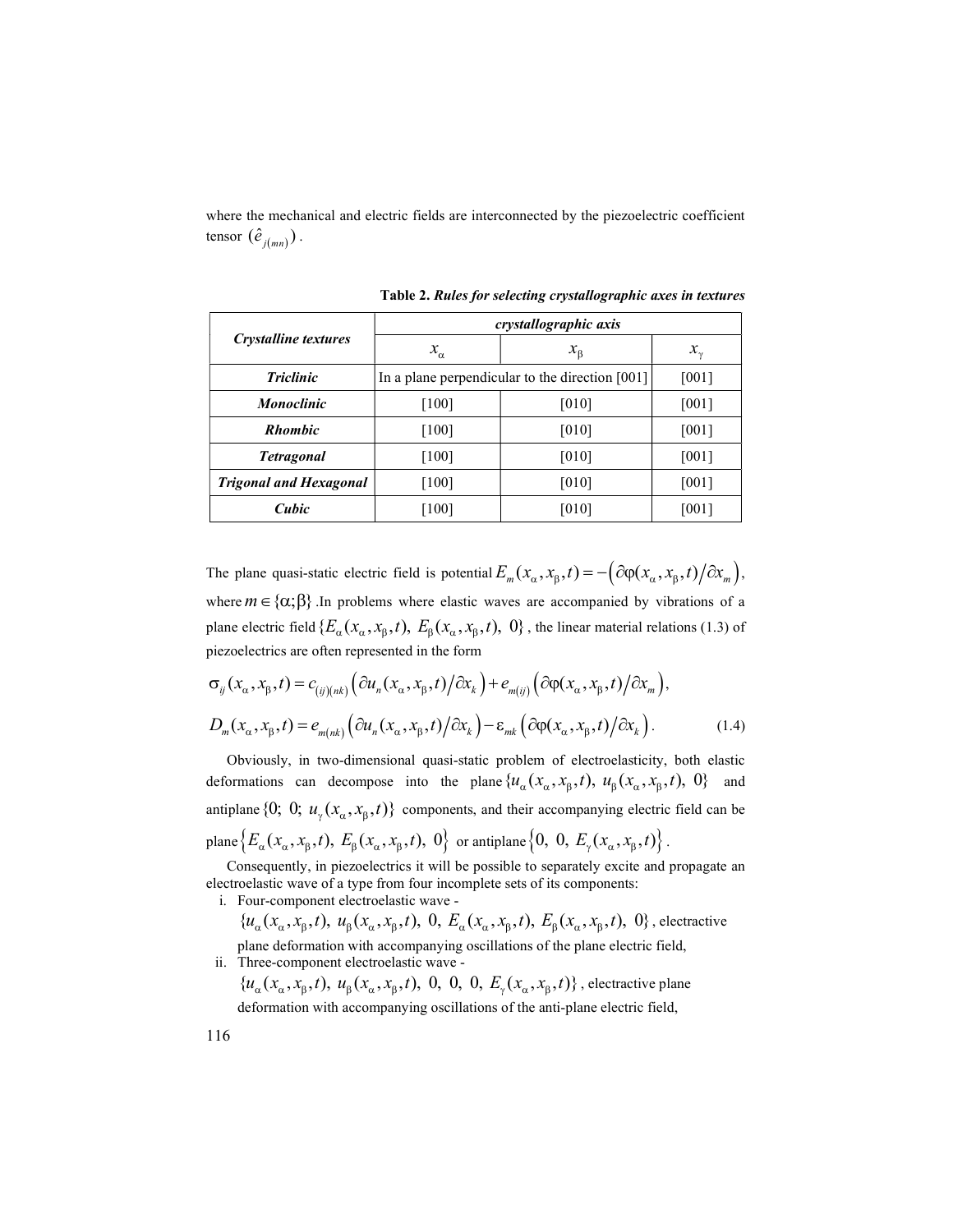where the mechanical and electric fields are interconnected by the piezoelectric coefficient tensor $(\hat{e}_{j(mn)})$.

**Table 2.** ***Rules for selecting crystallographic axes in textures***

| *Crystalline textures* | *crystallographic axis* | | |
|---|---|---|---|
| | $x_\alpha$ | $x_\beta$ | $x_\gamma$ |
| ***Triclinic*** | In a plane perpendicular to the direction [001] | | [001] |
| ***Monoclinic*** | [100] | [010] | [001] |
| ***Rhombic*** | [100] | [010] | [001] |
| ***Tetragonal*** | [100] | [010] | [001] |
| ***Trigonal and Hexagonal*** | [100] | [010] | [001] |
| ***Cubic*** | [100] | [010] | [001] |

The plane quasi-static electric field is potential $E_m(x_\alpha, x_\beta, t) = -\left(\partial\varphi(x_\alpha, x_\beta, t)/\partial x_m\right)$, where $m \in \{\alpha;\beta\}$. In problems where elastic waves are accompanied by vibrations of a plane electric field $\{E_\alpha(x_\alpha, x_\beta, t),\ E_\beta(x_\alpha, x_\beta, t),\ 0\}$, the linear material relations (1.3) of piezoelectrics are often represented in the form

$$\sigma_{ij}(x_\alpha, x_\beta, t) = c_{(ij)(nk)}\left(\partial u_n(x_\alpha, x_\beta, t)/\partial x_k\right) + e_{m(ij)}\left(\partial\varphi(x_\alpha, x_\beta, t)/\partial x_m\right),$$

$$D_m(x_\alpha, x_\beta, t) = e_{m(nk)}\left(\partial u_n(x_\alpha, x_\beta, t)/\partial x_k\right) - \varepsilon_{mk}\left(\partial\varphi(x_\alpha, x_\beta, t)/\partial x_k\right). \tag{1.4}$$

Obviously, in two-dimensional quasi-static problem of electroelasticity, both elastic deformations can decompose into the plane $\{u_\alpha(x_\alpha, x_\beta, t),\ u_\beta(x_\alpha, x_\beta, t),\ 0\}$ and antiplane $\{0;\ 0;\ u_\gamma(x_\alpha, x_\beta, t)\}$ components, and their accompanying electric field can be plane $\left\{E_\alpha(x_\alpha, x_\beta, t),\ E_\beta(x_\alpha, x_\beta, t),\ 0\right\}$ or antiplane $\left\{0,\ 0,\ E_\gamma(x_\alpha, x_\beta, t)\right\}$.

Consequently, in piezoelectrics it will be possible to separately excite and propagate an electroelastic wave of a type from four incomplete sets of its components:

i. Four-component electroelastic wave - $\{u_\alpha(x_\alpha, x_\beta, t),\ u_\beta(x_\alpha, x_\beta, t),\ 0,\ E_\alpha(x_\alpha, x_\beta, t),\ E_\beta(x_\alpha, x_\beta, t),\ 0\}$, electractive plane deformation with accompanying oscillations of the plane electric field,

ii. Three-component electroelastic wave - $\{u_\alpha(x_\alpha, x_\beta, t),\ u_\beta(x_\alpha, x_\beta, t),\ 0,\ 0,\ 0,\ E_\gamma(x_\alpha, x_\beta, t)\}$, electractive plane deformation with accompanying oscillations of the anti-plane electric field,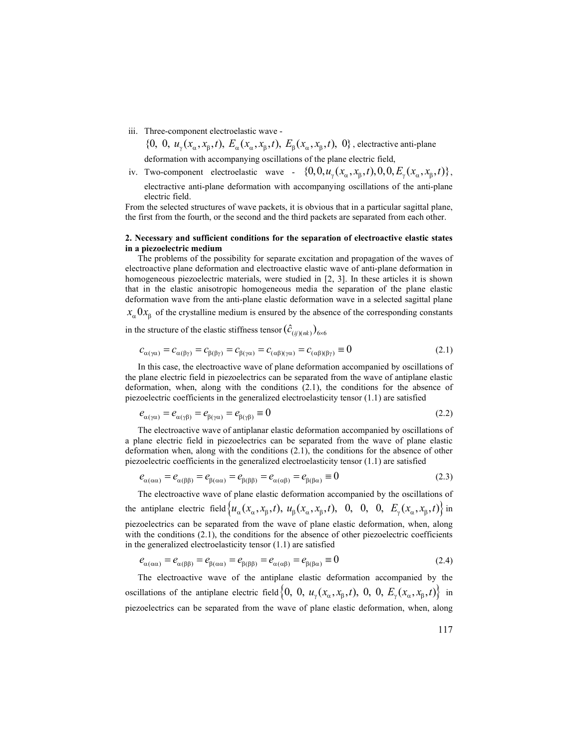iii. Three-component electroelastic wave - $\{0,\ 0,\ u_{\gamma}(x_{\alpha},x_{\beta},t),\ E_{\alpha}(x_{\alpha},x_{\beta},t),\ E_{\beta}(x_{\alpha},x_{\beta},t),\ 0\}$, electractive anti-plane deformation with accompanying oscillations of the plane electric field,

iv. Two-component electroelastic wave - $\{0,0,u_{\gamma}(x_{\alpha},x_{\beta},t),0,0,E_{\gamma}(x_{\alpha},x_{\beta},t)\}$, electractive anti-plane deformation with accompanying oscillations of the anti-plane electric field.

From the selected structures of wave packets, it is obvious that in a particular sagittal plane, the first from the fourth, or the second and the third packets are separated from each other.

**2. Necessary and sufficient conditions for the separation of electroactive elastic states in a piezoelectric medium**

The problems of the possibility for separate excitation and propagation of the waves of electroactive plane deformation and electroactive elastic wave of anti-plane deformation in homogeneous piezoelectric materials, were studied in [2, 3]. In these articles it is shown that in the elastic anisotropic homogeneous media the separation of the plane elastic deformation wave from the anti-plane elastic deformation wave in a selected sagittal plane $x_{\alpha}0x_{\beta}$ of the crystalline medium is ensured by the absence of the corresponding constants in the structure of the elastic stiffness tensor $(\hat{c}_{(ij)(nk)})_{6\times 6}$

$$c_{\alpha(\gamma\alpha)} = c_{\alpha(\beta\gamma)} = c_{\beta(\beta\gamma)} = c_{\beta(\gamma\alpha)} = c_{(\alpha\beta)(\gamma\alpha)} = c_{(\alpha\beta)(\beta\gamma)} \equiv 0 \tag{2.1}$$

In this case, the electroactive wave of plane deformation accompanied by oscillations of the plane electric field in piezoelectrics can be separated from the wave of antiplane elastic deformation, when, along with the conditions (2.1), the conditions for the absence of piezoelectric coefficients in the generalized electroelasticity tensor (1.1) are satisfied

$$e_{\alpha(\gamma\alpha)} = e_{\alpha(\gamma\beta)} = e_{\beta(\gamma\alpha)} = e_{\beta(\gamma\beta)} \equiv 0 \tag{2.2}$$

The electroactive wave of antiplanar elastic deformation accompanied by oscillations of a plane electric field in piezoelectrics can be separated from the wave of plane elastic deformation when, along with the conditions (2.1), the conditions for the absence of other piezoelectric coefficients in the generalized electroelasticity tensor (1.1) are satisfied

$$e_{\alpha(\alpha\alpha)} = e_{\alpha(\beta\beta)} = e_{\beta(\alpha\alpha)} = e_{\beta(\beta\beta)} = e_{\alpha(\alpha\beta)} = e_{\beta(\beta\alpha)} \equiv 0 \tag{2.3}$$

The electroactive wave of plane elastic deformation accompanied by the oscillations of the antiplane electric field $\left\{u_{\alpha}(x_{\alpha},x_{\beta},t),\ u_{\beta}(x_{\alpha},x_{\beta},t),\ 0,\ 0,\ 0,\ E_{\gamma}(x_{\alpha},x_{\beta},t)\right\}$ in piezoelectrics can be separated from the wave of plane elastic deformation, when, along with the conditions (2.1), the conditions for the absence of other piezoelectric coefficients in the generalized electroelasticity tensor (1.1) are satisfied

$$e_{\alpha(\alpha\alpha)} = e_{\alpha(\beta\beta)} = e_{\beta(\alpha\alpha)} = e_{\beta(\beta\beta)} = e_{\alpha(\alpha\beta)} = e_{\beta(\beta\alpha)} \equiv 0 \tag{2.4}$$

The electroactive wave of the antiplane elastic deformation accompanied by the oscillations of the antiplane electric field $\left\{0,\ 0,\ u_{\gamma}(x_{\alpha},x_{\beta},t),\ 0,\ 0,\ E_{\gamma}(x_{\alpha},x_{\beta},t)\right\}$ in piezoelectrics can be separated from the wave of plane elastic deformation, when, along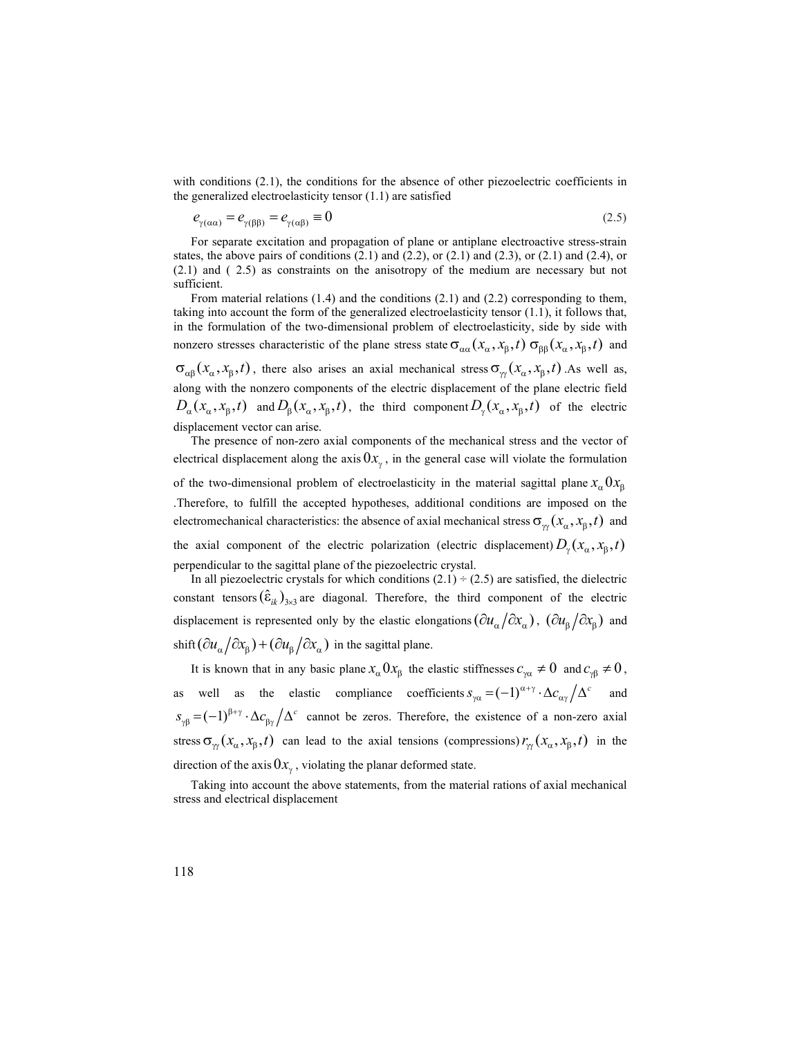with conditions (2.1), the conditions for the absence of other piezoelectric coefficients in the generalized electroelasticity tensor (1.1) are satisfied

$$e_{\gamma(\alpha\alpha)} = e_{\gamma(\beta\beta)} = e_{\gamma(\alpha\beta)} \equiv 0 \tag{2.5}$$

For separate excitation and propagation of plane or antiplane electroactive stress-strain states, the above pairs of conditions (2.1) and (2.2), or (2.1) and (2.3), or (2.1) and (2.4), or (2.1) and ( 2.5) as constraints on the anisotropy of the medium are necessary but not sufficient.

From material relations (1.4) and the conditions (2.1) and (2.2) corresponding to them, taking into account the form of the generalized electroelasticity tensor (1.1), it follows that, in the formulation of the two-dimensional problem of electroelasticity, side by side with nonzero stresses characteristic of the plane stress state $\sigma_{\alpha\alpha}(x_\alpha, x_\beta, t)$ $\sigma_{\beta\beta}(x_\alpha, x_\beta, t)$ and $\sigma_{\alpha\beta}(x_\alpha, x_\beta, t)$, there also arises an axial mechanical stress $\sigma_{\gamma\gamma}(x_\alpha, x_\beta, t)$ .As well as, along with the nonzero components of the electric displacement of the plane electric field $D_\alpha(x_\alpha, x_\beta, t)$ and $D_\beta(x_\alpha, x_\beta, t)$, the third component $D_\gamma(x_\alpha, x_\beta, t)$ of the electric displacement vector can arise.

The presence of non-zero axial components of the mechanical stress and the vector of electrical displacement along the axis $0x_\gamma$, in the general case will violate the formulation of the two-dimensional problem of electroelasticity in the material sagittal plane $x_\alpha 0 x_\beta$ .Therefore, to fulfill the accepted hypotheses, additional conditions are imposed on the electromechanical characteristics: the absence of axial mechanical stress $\sigma_{\gamma\gamma}(x_\alpha, x_\beta, t)$ and the axial component of the electric polarization (electric displacement) $D_\gamma(x_\alpha, x_\beta, t)$ perpendicular to the sagittal plane of the piezoelectric crystal.

In all piezoelectric crystals for which conditions (2.1) ÷ (2.5) are satisfied, the dielectric constant tensors $(\hat{\varepsilon}_{ik})_{3\times3}$ are diagonal. Therefore, the third component of the electric displacement is represented only by the elastic elongations $(\partial u_\alpha / \partial x_\alpha)$, $(\partial u_\beta / \partial x_\beta)$ and shift $(\partial u_\alpha / \partial x_\beta) + (\partial u_\beta / \partial x_\alpha)$ in the sagittal plane.

It is known that in any basic plane $x_\alpha 0 x_\beta$ the elastic stiffnesses $c_{\gamma\alpha} \neq 0$ and $c_{\gamma\beta} \neq 0$, as well as the elastic compliance coefficients $s_{\gamma\alpha} = (-1)^{\alpha+\gamma} \cdot \Delta c_{\alpha\gamma} / \Delta^c$ and $s_{\gamma\beta} = (-1)^{\beta+\gamma} \cdot \Delta c_{\beta\gamma} / \Delta^c$ cannot be zeros. Therefore, the existence of a non-zero axial stress $\sigma_{\gamma\gamma}(x_\alpha, x_\beta, t)$ can lead to the axial tensions (compressions) $r_{\gamma\gamma}(x_\alpha, x_\beta, t)$ in the direction of the axis $0x_\gamma$, violating the planar deformed state.

Taking into account the above statements, from the material rations of axial mechanical stress and electrical displacement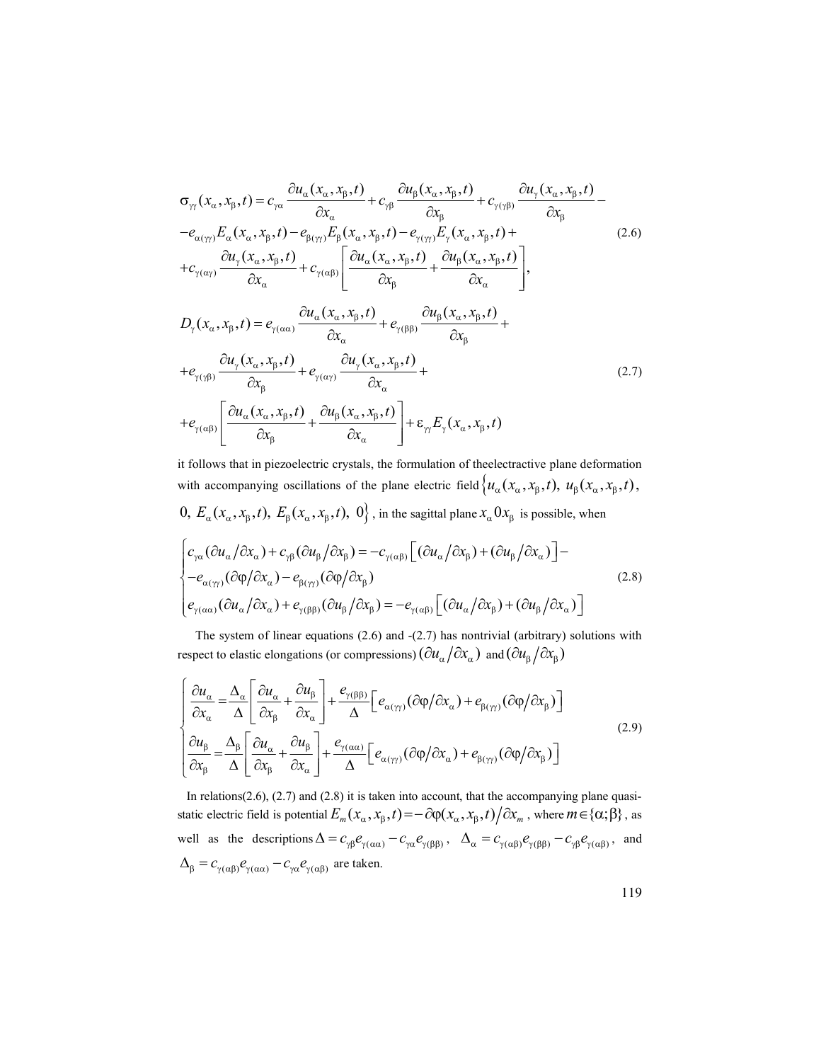$$\sigma_{\gamma\gamma}(x_\alpha, x_\beta, t) = c_{\gamma\alpha}\frac{\partial u_\alpha(x_\alpha, x_\beta, t)}{\partial x_\alpha} + c_{\gamma\beta}\frac{\partial u_\beta(x_\alpha, x_\beta, t)}{\partial x_\beta} + c_{\gamma(\gamma\beta)}\frac{\partial u_\gamma(x_\alpha, x_\beta, t)}{\partial x_\beta} -$$
$$-e_{\alpha(\gamma\gamma)}E_\alpha(x_\alpha, x_\beta, t) - e_{\beta(\gamma\gamma)}E_\beta(x_\alpha, x_\beta, t) - e_{\gamma(\gamma\gamma)}E_\gamma(x_\alpha, x_\beta, t) + \tag{2.6}$$
$$+c_{\gamma(\alpha\gamma)}\frac{\partial u_\gamma(x_\alpha, x_\beta, t)}{\partial x_\alpha} + c_{\gamma(\alpha\beta)}\left[\frac{\partial u_\alpha(x_\alpha, x_\beta, t)}{\partial x_\beta} + \frac{\partial u_\beta(x_\alpha, x_\beta, t)}{\partial x_\alpha}\right],$$

$$D_\gamma(x_\alpha, x_\beta, t) = e_{\gamma(\alpha\alpha)}\frac{\partial u_\alpha(x_\alpha, x_\beta, t)}{\partial x_\alpha} + e_{\gamma(\beta\beta)}\frac{\partial u_\beta(x_\alpha, x_\beta, t)}{\partial x_\beta} +$$
$$+e_{\gamma(\gamma\beta)}\frac{\partial u_\gamma(x_\alpha, x_\beta, t)}{\partial x_\beta} + e_{\gamma(\alpha\gamma)}\frac{\partial u_\gamma(x_\alpha, x_\beta, t)}{\partial x_\alpha} + \tag{2.7}$$
$$+e_{\gamma(\alpha\beta)}\left[\frac{\partial u_\alpha(x_\alpha, x_\beta, t)}{\partial x_\beta} + \frac{\partial u_\beta(x_\alpha, x_\beta, t)}{\partial x_\alpha}\right] + \varepsilon_{\gamma\gamma}E_\gamma(x_\alpha, x_\beta, t)$$

it follows that in piezoelectric crystals, the formulation of theelectractive plane deformation with accompanying oscillations of the plane electric field $\{u_\alpha(x_\alpha, x_\beta, t),\ u_\beta(x_\alpha, x_\beta, t),\ 0,\ E_\alpha(x_\alpha, x_\beta, t),\ E_\beta(x_\alpha, x_\beta, t),\ 0\}$, in the sagittal plane $x_\alpha 0 x_\beta$ is possible, when

$$\begin{cases} c_{\gamma\alpha}(\partial u_\alpha/\partial x_\alpha) + c_{\gamma\beta}(\partial u_\beta/\partial x_\beta) = -c_{\gamma(\alpha\beta)}\left[(\partial u_\alpha/\partial x_\beta) + (\partial u_\beta/\partial x_\alpha)\right] - \\ -e_{\alpha(\gamma\gamma)}(\partial\varphi/\partial x_\alpha) - e_{\beta(\gamma\gamma)}(\partial\varphi/\partial x_\beta) \\ e_{\gamma(\alpha\alpha)}(\partial u_\alpha/\partial x_\alpha) + e_{\gamma(\beta\beta)}(\partial u_\beta/\partial x_\beta) = -e_{\gamma(\alpha\beta)}\left[(\partial u_\alpha/\partial x_\beta) + (\partial u_\beta/\partial x_\alpha)\right] \end{cases} \tag{2.8}$$

The system of linear equations (2.6) and -(2.7) has nontrivial (arbitrary) solutions with respect to elastic elongations (or compressions) $(\partial u_\alpha/\partial x_\alpha)$ and $(\partial u_\beta/\partial x_\beta)$

$$\begin{cases} \dfrac{\partial u_\alpha}{\partial x_\alpha} = \dfrac{\Delta_\alpha}{\Delta}\left[\dfrac{\partial u_\alpha}{\partial x_\beta} + \dfrac{\partial u_\beta}{\partial x_\alpha}\right] + \dfrac{e_{\gamma(\beta\beta)}}{\Delta}\left[e_{\alpha(\gamma\gamma)}(\partial\varphi/\partial x_\alpha) + e_{\beta(\gamma\gamma)}(\partial\varphi/\partial x_\beta)\right] \\ \dfrac{\partial u_\beta}{\partial x_\beta} = \dfrac{\Delta_\beta}{\Delta}\left[\dfrac{\partial u_\alpha}{\partial x_\beta} + \dfrac{\partial u_\beta}{\partial x_\alpha}\right] + \dfrac{e_{\gamma(\alpha\alpha)}}{\Delta}\left[e_{\alpha(\gamma\gamma)}(\partial\varphi/\partial x_\alpha) + e_{\beta(\gamma\gamma)}(\partial\varphi/\partial x_\beta)\right] \end{cases} \tag{2.9}$$

In relations(2.6), (2.7) and (2.8) it is taken into account, that the accompanying plane quasi-static electric field is potential $E_m(x_\alpha, x_\beta, t) = -\partial\varphi(x_\alpha, x_\beta, t)/\partial x_m$, where $m \in \{\alpha; \beta\}$, as well as the descriptions $\Delta = c_{\gamma\beta}e_{\gamma(\alpha\alpha)} - c_{\gamma\alpha}e_{\gamma(\beta\beta)}$, $\Delta_\alpha = c_{\gamma(\alpha\beta)}e_{\gamma(\beta\beta)} - c_{\gamma\beta}e_{\gamma(\alpha\beta)}$, and $\Delta_\beta = c_{\gamma(\alpha\beta)}e_{\gamma(\alpha\alpha)} - c_{\gamma\alpha}e_{\gamma(\alpha\beta)}$ are taken.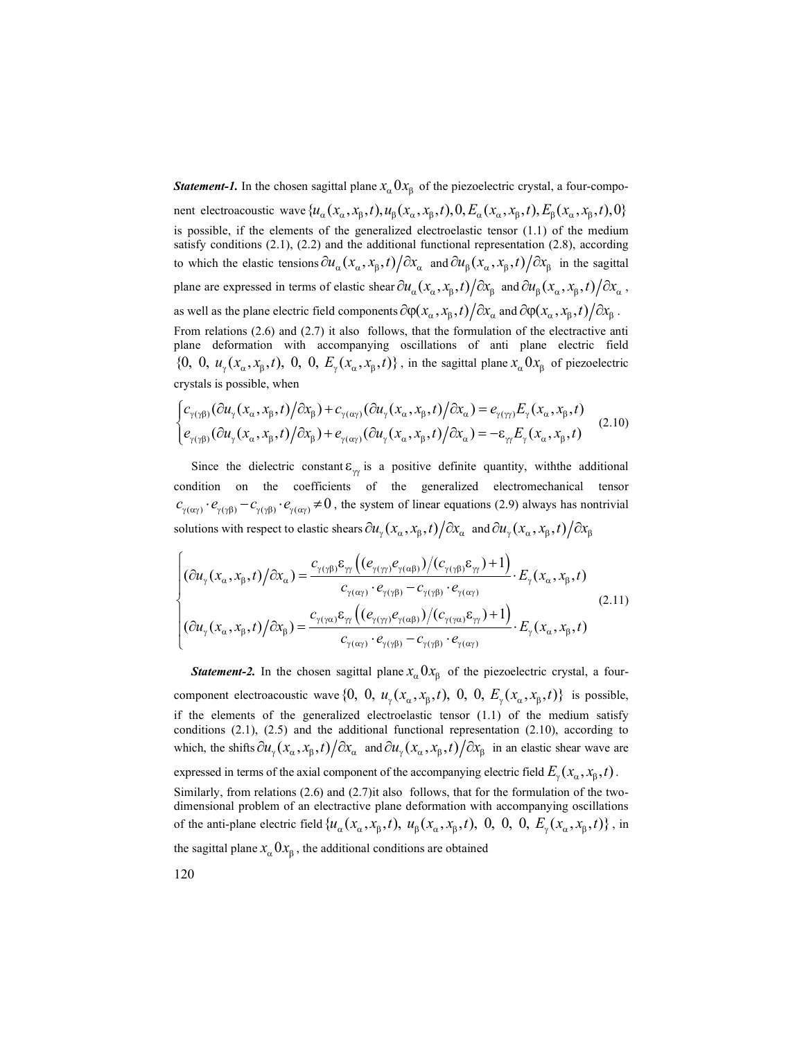***Statement-1.*** In the chosen sagittal plane $x_\alpha 0 x_\beta$ of the piezoelectric crystal, a four-component electroacoustic wave $\{u_\alpha(x_\alpha,x_\beta,t), u_\beta(x_\alpha,x_\beta,t), 0, E_\alpha(x_\alpha,x_\beta,t), E_\beta(x_\alpha,x_\beta,t), 0\}$ is possible, if the elements of the generalized electroelastic tensor (1.1) of the medium satisfy conditions (2.1), (2.2) and the additional functional representation (2.8), according to which the elastic tensions $\partial u_\alpha(x_\alpha,x_\beta,t)/\partial x_\alpha$ and $\partial u_\beta(x_\alpha,x_\beta,t)/\partial x_\beta$ in the sagittal plane are expressed in terms of elastic shear $\partial u_\alpha(x_\alpha,x_\beta,t)/\partial x_\beta$ and $\partial u_\beta(x_\alpha,x_\beta,t)/\partial x_\alpha$, as well as the plane electric field components $\partial\varphi(x_\alpha,x_\beta,t)/\partial x_\alpha$ and $\partial\varphi(x_\alpha,x_\beta,t)/\partial x_\beta$.

From relations (2.6) and (2.7) it also follows, that the formulation of the electractive anti plane deformation with accompanying oscillations of anti plane electric field $\{0,\ 0,\ u_\gamma(x_\alpha,x_\beta,t),\ 0,\ 0,\ E_\gamma(x_\alpha,x_\beta,t)\}$, in the sagittal plane $x_\alpha 0 x_\beta$ of piezoelectric crystals is possible, when

$$
\begin{cases}
c_{\gamma(\gamma\beta)}(\partial u_\gamma(x_\alpha,x_\beta,t)/\partial x_\beta) + c_{\gamma(\alpha\gamma)}(\partial u_\gamma(x_\alpha,x_\beta,t)/\partial x_\alpha) = e_{\gamma(\gamma\gamma)}E_\gamma(x_\alpha,x_\beta,t) \\
e_{\gamma(\gamma\beta)}(\partial u_\gamma(x_\alpha,x_\beta,t)/\partial x_\beta) + e_{\gamma(\alpha\gamma)}(\partial u_\gamma(x_\alpha,x_\beta,t)/\partial x_\alpha) = -\varepsilon_{\gamma\gamma}E_\gamma(x_\alpha,x_\beta,t)
\end{cases}
\tag{2.10}
$$

Since the dielectric constant $\varepsilon_{\gamma\gamma}$ is a positive definite quantity, withthe additional condition on the coefficients of the generalized electromechanical tensor $c_{\gamma(\alpha\gamma)}\cdot e_{\gamma(\gamma\beta)} - c_{\gamma(\gamma\beta)}\cdot e_{\gamma(\alpha\gamma)} \neq 0$, the system of linear equations (2.9) always has nontrivial solutions with respect to elastic shears $\partial u_\gamma(x_\alpha,x_\beta,t)/\partial x_\alpha$ and $\partial u_\gamma(x_\alpha,x_\beta,t)/\partial x_\beta$

$$
\begin{cases}
(\partial u_\gamma(x_\alpha,x_\beta,t)/\partial x_\alpha) = \dfrac{c_{\gamma(\gamma\beta)}\varepsilon_{\gamma\gamma}\left((e_{\gamma(\gamma\gamma)}e_{\gamma(\alpha\beta)})/(c_{\gamma(\gamma\beta)}\varepsilon_{\gamma\gamma})+1\right)}{c_{\gamma(\alpha\gamma)}\cdot e_{\gamma(\gamma\beta)} - c_{\gamma(\gamma\beta)}\cdot e_{\gamma(\alpha\gamma)}}\cdot E_\gamma(x_\alpha,x_\beta,t) \\[2ex]
(\partial u_\gamma(x_\alpha,x_\beta,t)/\partial x_\beta) = \dfrac{c_{\gamma(\gamma\alpha)}\varepsilon_{\gamma\gamma}\left((e_{\gamma(\gamma\gamma)}e_{\gamma(\alpha\beta)})/(c_{\gamma(\gamma\alpha)}\varepsilon_{\gamma\gamma})+1\right)}{c_{\gamma(\alpha\gamma)}\cdot e_{\gamma(\gamma\beta)} - c_{\gamma(\gamma\beta)}\cdot e_{\gamma(\alpha\gamma)}}\cdot E_\gamma(x_\alpha,x_\beta,t)
\end{cases}
\tag{2.11}
$$

***Statement-2.*** In the chosen sagittal plane $x_\alpha 0 x_\beta$ of the piezoelectric crystal, a four-component electroacoustic wave $\{0,\ 0,\ u_\gamma(x_\alpha,x_\beta,t),\ 0,\ 0,\ E_\gamma(x_\alpha,x_\beta,t)\}$ is possible, if the elements of the generalized electroelastic tensor (1.1) of the medium satisfy conditions (2.1), (2.5) and the additional functional representation (2.10), according to which, the shifts $\partial u_\gamma(x_\alpha,x_\beta,t)/\partial x_\alpha$ and $\partial u_\gamma(x_\alpha,x_\beta,t)/\partial x_\beta$ in an elastic shear wave are expressed in terms of the axial component of the accompanying electric field $E_\gamma(x_\alpha,x_\beta,t)$.

Similarly, from relations (2.6) and (2.7)it also follows, that for the formulation of the two-dimensional problem of an electractive plane deformation with accompanying oscillations of the anti-plane electric field $\{u_\alpha(x_\alpha,x_\beta,t),\ u_\beta(x_\alpha,x_\beta,t),\ 0,\ 0,\ 0,\ E_\gamma(x_\alpha,x_\beta,t)\}$, in the sagittal plane $x_\alpha 0 x_\beta$, the additional conditions are obtained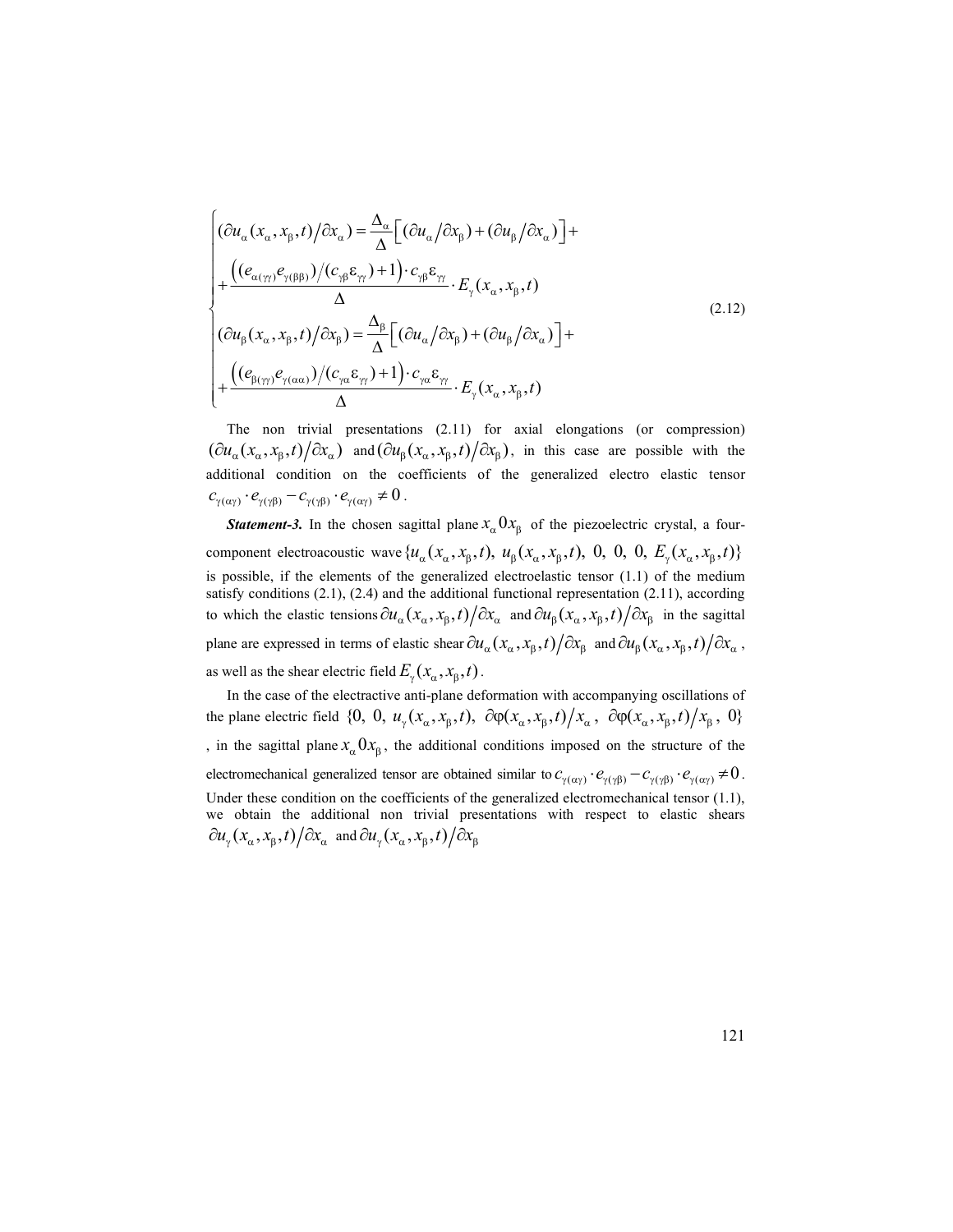$$
\begin{cases}
(\partial u_\alpha(x_\alpha,x_\beta,t)/\partial x_\alpha) = \dfrac{\Delta_\alpha}{\Delta}\Big[(\partial u_\alpha/\partial x_\beta)+(\partial u_\beta/\partial x_\alpha)\Big]+ \\
+\dfrac{\Big((e_{\alpha(\gamma\gamma)}e_{\gamma(\beta\beta)})/(c_{\gamma\beta}\varepsilon_{\gamma\gamma})+1\Big)\cdot c_{\gamma\beta}\varepsilon_{\gamma\gamma}}{\Delta}\cdot E_\gamma(x_\alpha,x_\beta,t) \\
(\partial u_\beta(x_\alpha,x_\beta,t)/\partial x_\beta) = \dfrac{\Delta_\beta}{\Delta}\Big[(\partial u_\alpha/\partial x_\beta)+(\partial u_\beta/\partial x_\alpha)\Big]+ \\
+\dfrac{\Big((e_{\beta(\gamma\gamma)}e_{\gamma(\alpha\alpha)})/(c_{\gamma\alpha}\varepsilon_{\gamma\gamma})+1\Big)\cdot c_{\gamma\alpha}\varepsilon_{\gamma\gamma}}{\Delta}\cdot E_\gamma(x_\alpha,x_\beta,t)
\end{cases}
\tag{2.12}
$$

The non trivial presentations (2.11) for axial elongations (or compression) $(\partial u_\alpha(x_\alpha,x_\beta,t)/\partial x_\alpha)$ and $(\partial u_\beta(x_\alpha,x_\beta,t)/\partial x_\beta)$, in this case are possible with the additional condition on the coefficients of the generalized electro elastic tensor $c_{\gamma(\alpha\gamma)}\cdot e_{\gamma(\gamma\beta)} - c_{\gamma(\gamma\beta)}\cdot e_{\gamma(\alpha\gamma)} \neq 0$.

***Statement-3.*** In the chosen sagittal plane $x_\alpha 0 x_\beta$ of the piezoelectric crystal, a four-component electroacoustic wave $\{u_\alpha(x_\alpha,x_\beta,t),\ u_\beta(x_\alpha,x_\beta,t),\ 0,\ 0,\ 0,\ E_\gamma(x_\alpha,x_\beta,t)\}$ is possible, if the elements of the generalized electroelastic tensor (1.1) of the medium satisfy conditions (2.1), (2.4) and the additional functional representation (2.11), according to which the elastic tensions $\partial u_\alpha(x_\alpha,x_\beta,t)/\partial x_\alpha$ and $\partial u_\beta(x_\alpha,x_\beta,t)/\partial x_\beta$ in the sagittal plane are expressed in terms of elastic shear $\partial u_\alpha(x_\alpha,x_\beta,t)/\partial x_\beta$ and $\partial u_\beta(x_\alpha,x_\beta,t)/\partial x_\alpha$, as well as the shear electric field $E_\gamma(x_\alpha,x_\beta,t)$.

In the case of the electractive anti-plane deformation with accompanying oscillations of the plane electric field $\{0,\ 0,\ u_\gamma(x_\alpha,x_\beta,t),\ \partial\varphi(x_\alpha,x_\beta,t)/x_\alpha,\ \partial\varphi(x_\alpha,x_\beta,t)/x_\beta,\ 0\}$, in the sagittal plane $x_\alpha 0 x_\beta$, the additional conditions imposed on the structure of the electromechanical generalized tensor are obtained similar to $c_{\gamma(\alpha\gamma)}\cdot e_{\gamma(\gamma\beta)} - c_{\gamma(\gamma\beta)}\cdot e_{\gamma(\alpha\gamma)} \neq 0$. Under these condition on the coefficients of the generalized electromechanical tensor (1.1), we obtain the additional non trivial presentations with respect to elastic shears $\partial u_\gamma(x_\alpha,x_\beta,t)/\partial x_\alpha$ and $\partial u_\gamma(x_\alpha,x_\beta,t)/\partial x_\beta$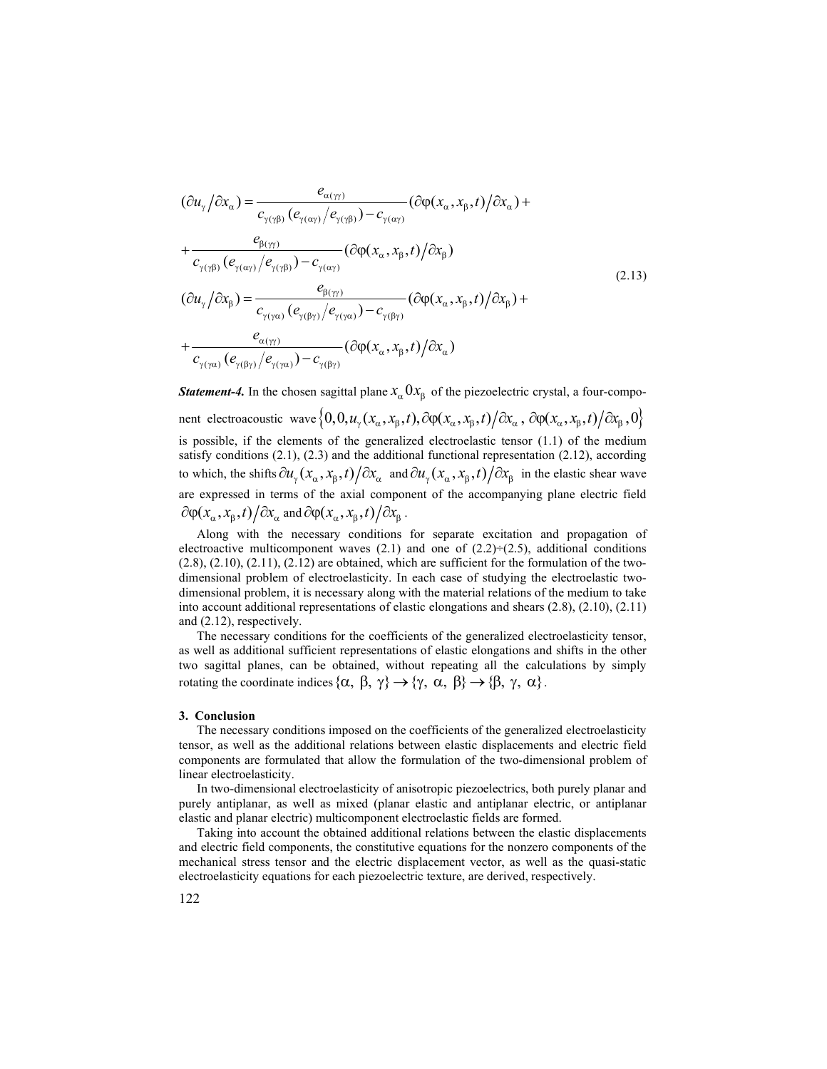$$
\begin{aligned}
&(\partial u_{\gamma}/\partial x_{\alpha}) = \frac{e_{\alpha(\gamma\gamma)}}{c_{\gamma(\gamma\beta)}\,(e_{\gamma(\alpha\gamma)}/e_{\gamma(\gamma\beta)}) - c_{\gamma(\alpha\gamma)}}(\partial\varphi(x_{\alpha},x_{\beta},t)/\partial x_{\alpha}) + \\
&+\frac{e_{\beta(\gamma\gamma)}}{c_{\gamma(\gamma\beta)}\,(e_{\gamma(\alpha\gamma)}/e_{\gamma(\gamma\beta)}) - c_{\gamma(\alpha\gamma)}}(\partial\varphi(x_{\alpha},x_{\beta},t)/\partial x_{\beta}) \\
&(\partial u_{\gamma}/\partial x_{\beta}) = \frac{e_{\beta(\gamma\gamma)}}{c_{\gamma(\gamma\alpha)}\,(e_{\gamma(\beta\gamma)}/e_{\gamma(\gamma\alpha)}) - c_{\gamma(\beta\gamma)}}(\partial\varphi(x_{\alpha},x_{\beta},t)/\partial x_{\beta}) + \\
&+\frac{e_{\alpha(\gamma\gamma)}}{c_{\gamma(\gamma\alpha)}\,(e_{\gamma(\beta\gamma)}/e_{\gamma(\gamma\alpha)}) - c_{\gamma(\beta\gamma)}}(\partial\varphi(x_{\alpha},x_{\beta},t)/\partial x_{\alpha})
\end{aligned}
\tag{2.13}
$$

***Statement-4.*** In the chosen sagittal plane $x_{\alpha}0x_{\beta}$ of the piezoelectric crystal, a four-component electroacoustic wave $\{0,0,u_{\gamma}(x_{\alpha},x_{\beta},t),\partial\varphi(x_{\alpha},x_{\beta},t)/\partial x_{\alpha},\ \partial\varphi(x_{\alpha},x_{\beta},t)/\partial x_{\beta},0\}$ is possible, if the elements of the generalized electroelastic tensor (1.1) of the medium satisfy conditions (2.1), (2.3) and the additional functional representation (2.12), according to which, the shifts $\partial u_{\gamma}(x_{\alpha},x_{\beta},t)/\partial x_{\alpha}$ and $\partial u_{\gamma}(x_{\alpha},x_{\beta},t)/\partial x_{\beta}$ in the elastic shear wave are expressed in terms of the axial component of the accompanying plane electric field $\partial\varphi(x_{\alpha},x_{\beta},t)/\partial x_{\alpha}$ and $\partial\varphi(x_{\alpha},x_{\beta},t)/\partial x_{\beta}$.

Along with the necessary conditions for separate excitation and propagation of electroactive multicomponent waves (2.1) and one of (2.2)÷(2.5), additional conditions (2.8), (2.10), (2.11), (2.12) are obtained, which are sufficient for the formulation of the two-dimensional problem of electroelasticity. In each case of studying the electroelastic two-dimensional problem, it is necessary along with the material relations of the medium to take into account additional representations of elastic elongations and shears (2.8), (2.10), (2.11) and (2.12), respectively.

The necessary conditions for the coefficients of the generalized electroelasticity tensor, as well as additional sufficient representations of elastic elongations and shifts in the other two sagittal planes, can be obtained, without repeating all the calculations by simply rotating the coordinate indices $\{\alpha,\ \beta,\ \gamma\} \to \{\gamma,\ \alpha,\ \beta\} \to \{\beta,\ \gamma,\ \alpha\}$.

### 3. Conclusion

The necessary conditions imposed on the coefficients of the generalized electroelasticity tensor, as well as the additional relations between elastic displacements and electric field components are formulated that allow the formulation of the two-dimensional problem of linear electroelasticity.

In two-dimensional electroelasticity of anisotropic piezoelectrics, both purely planar and purely antiplanar, as well as mixed (planar elastic and antiplanar electric, or antiplanar elastic and planar electric) multicomponent electroelastic fields are formed.

Taking into account the obtained additional relations between the elastic displacements and electric field components, the constitutive equations for the nonzero components of the mechanical stress tensor and the electric displacement vector, as well as the quasi-static electroelasticity equations for each piezoelectric texture, are derived, respectively.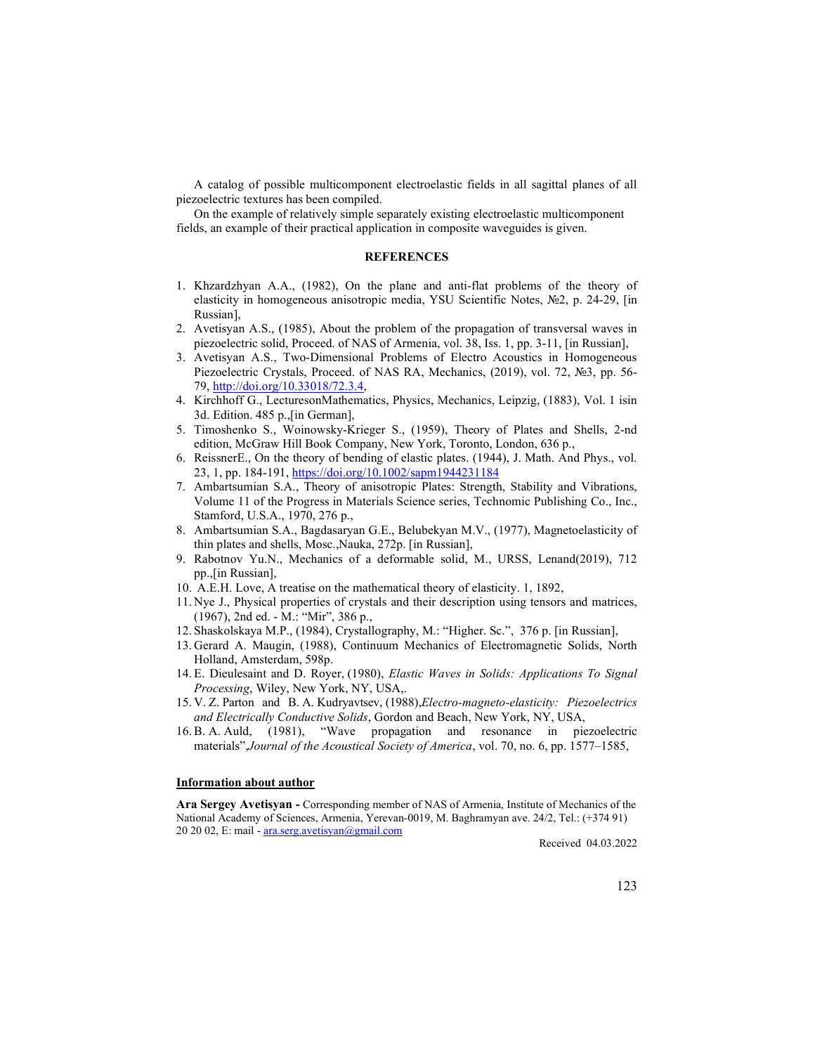A catalog of possible multicomponent electroelastic fields in all sagittal planes of all piezoelectric textures has been compiled.

On the example of relatively simple separately existing electroelastic multicomponent fields, an example of their practical application in composite waveguides is given.

## REFERENCES

1. Khzardzhyan A.A., (1982), On the plane and anti-flat problems of the theory of elasticity in homogeneous anisotropic media, YSU Scientific Notes, №2, p. 24-29, [in Russian],
2. Avetisyan A.S., (1985), About the problem of the propagation of transversal waves in piezoelectric solid, Proceed. of NAS of Armenia, vol. 38, Iss. 1, pp. 3-11, [in Russian],
3. Avetisyan A.S., Two-Dimensional Problems of Electro Acoustics in Homogeneous Piezoelectric Crystals, Proceed. of NAS RA, Mechanics, (2019), vol. 72, №3, pp. 56-79, http://doi.org/10.33018/72.3.4,
4. Kirchhoff G., LecturesonMathematics, Physics, Mechanics, Leipzig, (1883), Vol. 1 isin 3d. Edition. 485 p.,[in German],
5. Timoshenko S., Woinowsky-Krieger S., (1959), Theory of Plates and Shells, 2-nd edition, McGraw Hill Book Company, New York, Toronto, London, 636 p.,
6. ReissnerE., On the theory of bending of elastic plates. (1944), J. Math. And Phys., vol. 23, 1, pp. 184-191, https://doi.org/10.1002/sapm1944231184
7. Ambartsumian S.A., Theory of anisotropic Plates: Strength, Stability and Vibrations, Volume 11 of the Progress in Materials Science series, Technomic Publishing Co., Inc., Stamford, U.S.A., 1970, 276 p.,
8. Ambartsumian S.A., Bagdasaryan G.E., Belubekyan M.V., (1977), Magnetoelasticity of thin plates and shells, Mosc.,Nauka, 272p. [in Russian],
9. Rabotnov Yu.N., Mechanics of a deformable solid, M., URSS, Lenand(2019), 712 pp.,[in Russian],
10. A.E.H. Love, A treatise on the mathematical theory of elasticity. 1, 1892,
11. Nye J., Physical properties of crystals and their description using tensors and matrices, (1967), 2nd ed. - M.: "Mir", 386 p.,
12. Shaskolskaya M.P., (1984), Crystallography, M.: "Higher. Sc.", 376 p. [in Russian],
13. Gerard A. Maugin, (1988), Continuum Mechanics of Electromagnetic Solids, North Holland, Amsterdam, 598p.
14. E. Dieulesaint and D. Royer, (1980), *Elastic Waves in Solids: Applications To Signal Processing*, Wiley, New York, NY, USA,.
15. V. Z. Parton and B. A. Kudryavtsev, (1988),*Electro-magneto-elasticity: Piezoelectrics and Electrically Conductive Solids*, Gordon and Beach, New York, NY, USA,
16. B. A. Auld, (1981), "Wave propagation and resonance in piezoelectric materials",*Journal of the Acoustical Society of America*, vol. 70, no. 6, pp. 1577–1585,

**Information about author**

**Ara Sergey Avetisyan -** Corresponding member of NAS of Armenia, Institute of Mechanics of the National Academy of Sciences, Armenia, Yerevan-0019, M. Baghramyan ave. 24/2, Tel.: (+374 91) 20 20 02, E: mail - ara.serg.avetisyan@gmail.com

Received 04.03.2022